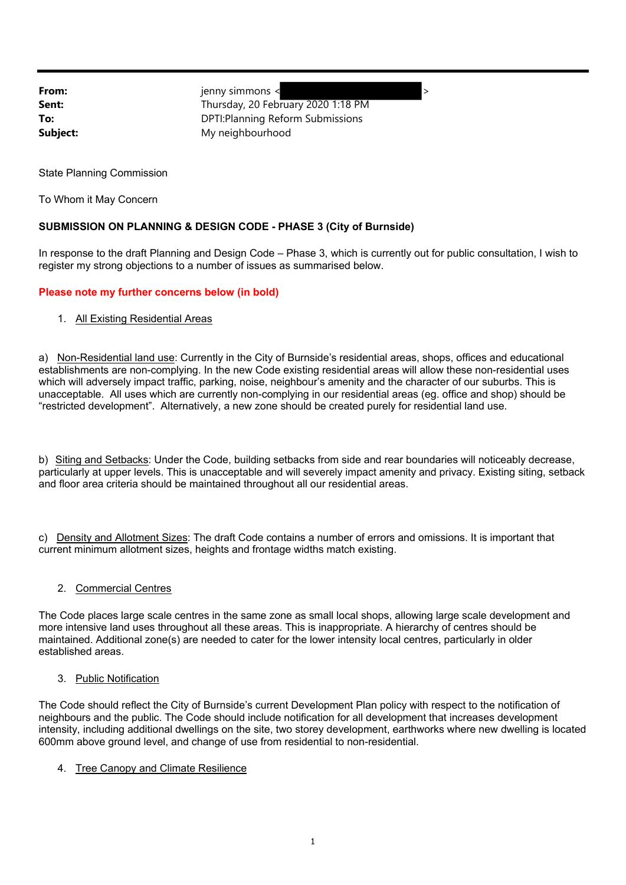**From:** jenny simmons <[redacted]>
**Sent:** Thursday, 20 February 2020 1:18 PM
**To:** DPTI:Planning Reform Submissions
**Subject:** My neighbourhood

State Planning Commission

To Whom it May Concern

**SUBMISSION ON PLANNING & DESIGN CODE - PHASE 3 (City of Burnside)**

In response to the draft Planning and Design Code – Phase 3, which is currently out for public consultation, I wish to register my strong objections to a number of issues as summarised below.

**Please note my further concerns below (in bold)**

1. All Existing Residential Areas

a) Non-Residential land use: Currently in the City of Burnside's residential areas, shops, offices and educational establishments are non-complying. In the new Code existing residential areas will allow these non-residential uses which will adversely impact traffic, parking, noise, neighbour's amenity and the character of our suburbs. This is unacceptable. All uses which are currently non-complying in our residential areas (eg. office and shop) should be "restricted development". Alternatively, a new zone should be created purely for residential land use.

b) Siting and Setbacks: Under the Code, building setbacks from side and rear boundaries will noticeably decrease, particularly at upper levels. This is unacceptable and will severely impact amenity and privacy. Existing siting, setback and floor area criteria should be maintained throughout all our residential areas.

c) Density and Allotment Sizes: The draft Code contains a number of errors and omissions. It is important that current minimum allotment sizes, heights and frontage widths match existing.

2. Commercial Centres

The Code places large scale centres in the same zone as small local shops, allowing large scale development and more intensive land uses throughout all these areas. This is inappropriate. A hierarchy of centres should be maintained. Additional zone(s) are needed to cater for the lower intensity local centres, particularly in older established areas.

3. Public Notification

The Code should reflect the City of Burnside's current Development Plan policy with respect to the notification of neighbours and the public. The Code should include notification for all development that increases development intensity, including additional dwellings on the site, two storey development, earthworks where new dwelling is located 600mm above ground level, and change of use from residential to non-residential.

4. Tree Canopy and Climate Resilience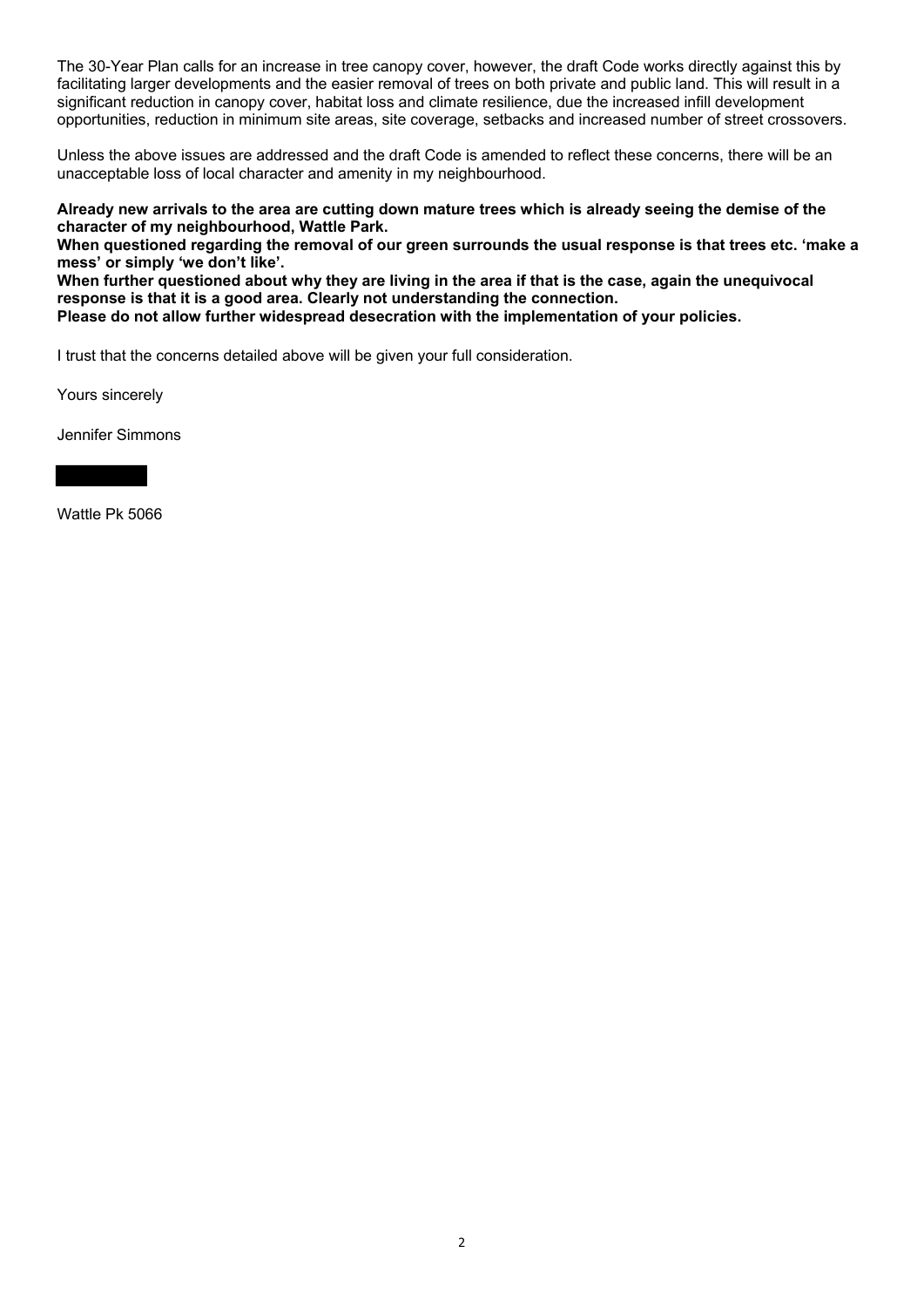The 30-Year Plan calls for an increase in tree canopy cover, however, the draft Code works directly against this by facilitating larger developments and the easier removal of trees on both private and public land. This will result in a significant reduction in canopy cover, habitat loss and climate resilience, due the increased infill development opportunities, reduction in minimum site areas, site coverage, setbacks and increased number of street crossovers.

Unless the above issues are addressed and the draft Code is amended to reflect these concerns, there will be an unacceptable loss of local character and amenity in my neighbourhood.

**Already new arrivals to the area are cutting down mature trees which is already seeing the demise of the character of my neighbourhood, Wattle Park.**
**When questioned regarding the removal of our green surrounds the usual response is that trees etc. 'make a mess' or simply 'we don't like'.**
**When further questioned about why they are living in the area if that is the case, again the unequivocal response is that it is a good area. Clearly not understanding the connection.**
**Please do not allow further widespread desecration with the implementation of your policies.**

I trust that the concerns detailed above will be given your full consideration.

Yours sincerely

Jennifer Simmons

Wattle Pk 5066